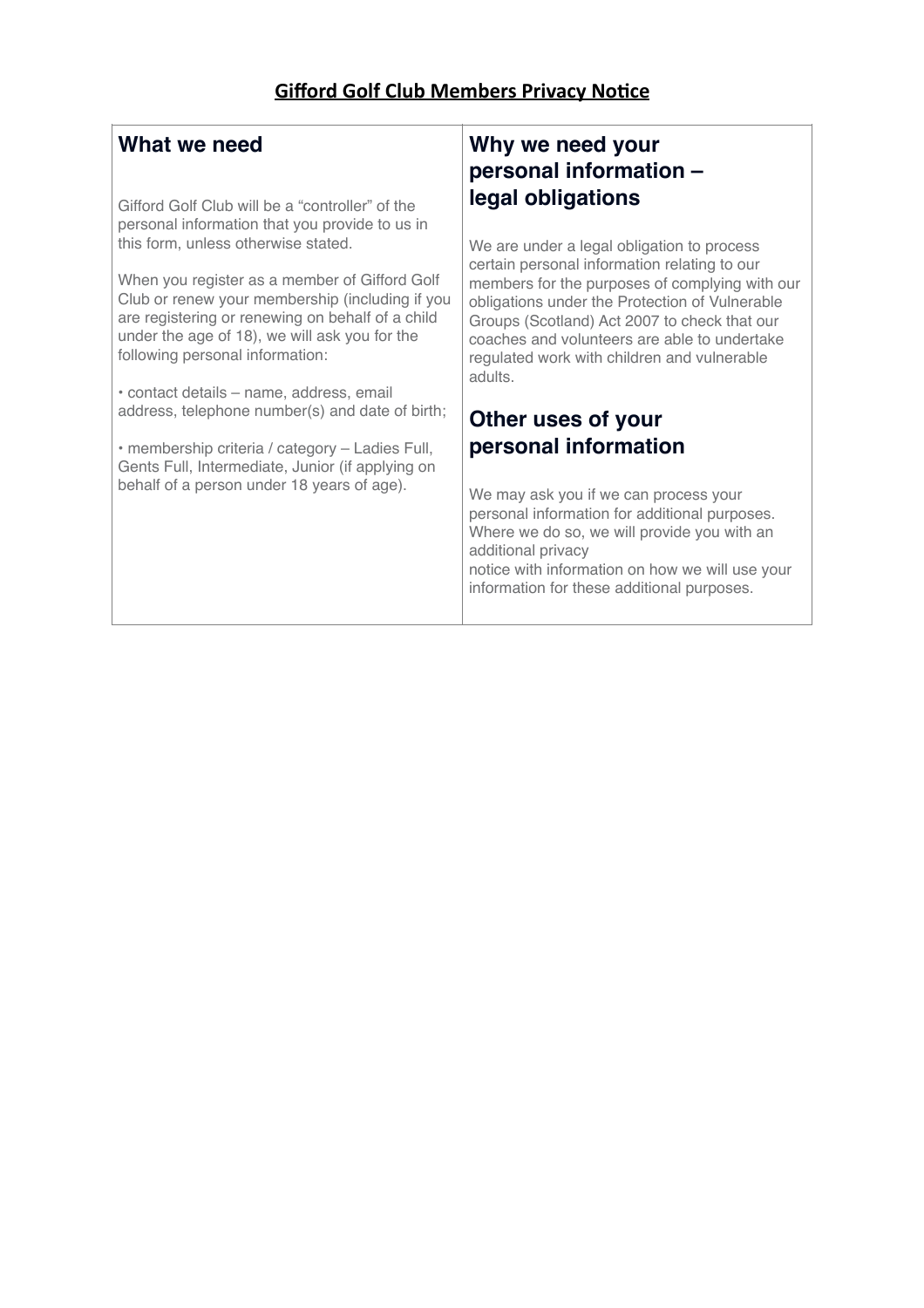# Gifford Golf Club Members Privacy Notice

## What we need

Gifford Golf Club will be a “controller” of the personal information that you provide to us in this form, unless otherwise stated.

When you register as a member of Gifford Golf Club or renew your membership (including if you are registering or renewing on behalf of a child under the age of 18), we will ask you for the following personal information:

• contact details – name, address, email address, telephone number(s) and date of birth;

• membership criteria / category – Ladies Full, Gents Full, Intermediate, Junior (if applying on behalf of a person under 18 years of age).

## Why we need your personal information – legal obligations

We are under a legal obligation to process certain personal information relating to our members for the purposes of complying with our obligations under the Protection of Vulnerable Groups (Scotland) Act 2007 to check that our coaches and volunteers are able to undertake regulated work with children and vulnerable adults.

## Other uses of your personal information

We may ask you if we can process your personal information for additional purposes. Where we do so, we will provide you with an additional privacy notice with information on how we will use your information for these additional purposes.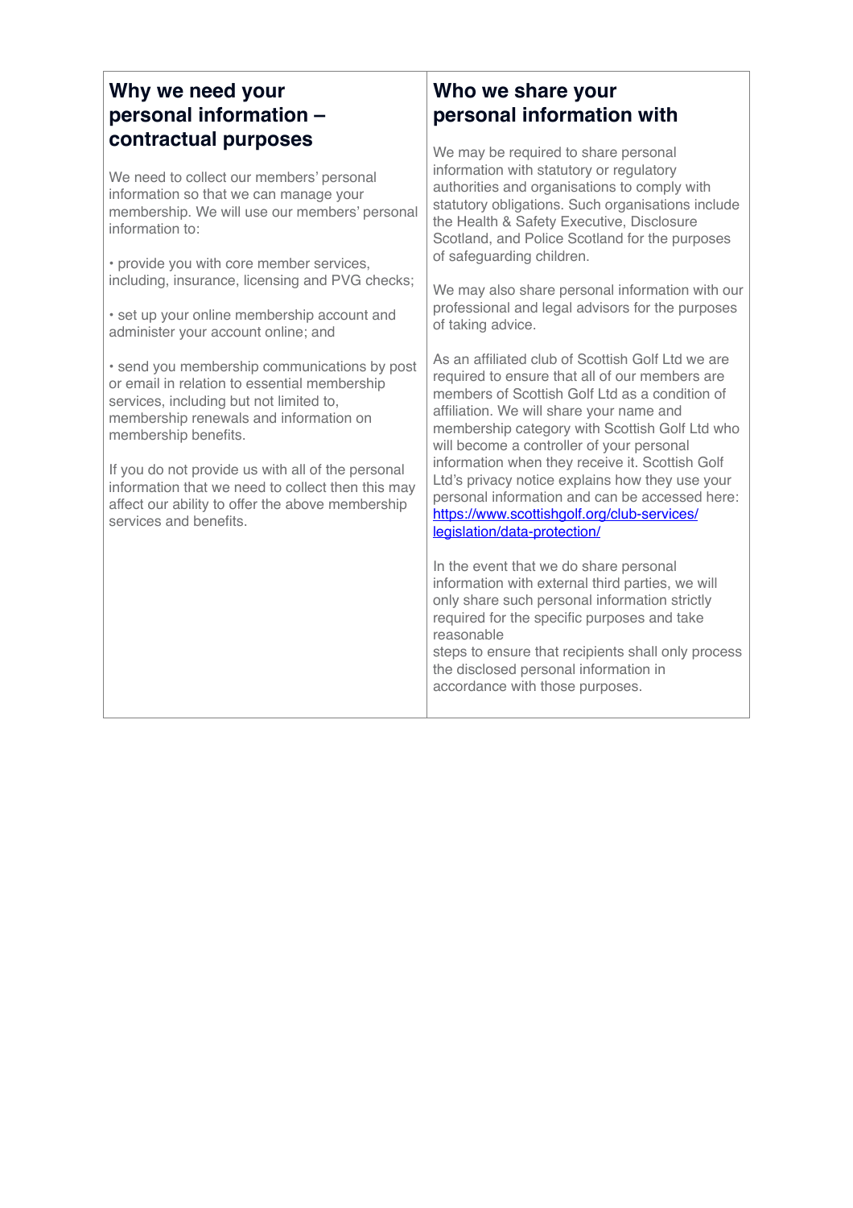## Why we need your personal information – contractual purposes

We need to collect our members' personal information so that we can manage your membership. We will use our members' personal information to:

- provide you with core member services, including, insurance, licensing and PVG checks;
- set up your online membership account and administer your account online; and
- send you membership communications by post or email in relation to essential membership services, including but not limited to, membership renewals and information on membership benefits.

If you do not provide us with all of the personal information that we need to collect then this may affect our ability to offer the above membership services and benefits.

## Who we share your personal information with

We may be required to share personal information with statutory or regulatory authorities and organisations to comply with statutory obligations. Such organisations include the Health & Safety Executive, Disclosure Scotland, and Police Scotland for the purposes of safeguarding children.

We may also share personal information with our professional and legal advisors for the purposes of taking advice.

As an affiliated club of Scottish Golf Ltd we are required to ensure that all of our members are members of Scottish Golf Ltd as a condition of affiliation. We will share your name and membership category with Scottish Golf Ltd who will become a controller of your personal information when they receive it. Scottish Golf Ltd's privacy notice explains how they use your personal information and can be accessed here: [https://www.scottishgolf.org/club-services/legislation/data-protection/](https://www.scottishgolf.org/club-services/legislation/data-protection/)

In the event that we do share personal information with external third parties, we will only share such personal information strictly required for the specific purposes and take reasonable steps to ensure that recipients shall only process the disclosed personal information in accordance with those purposes.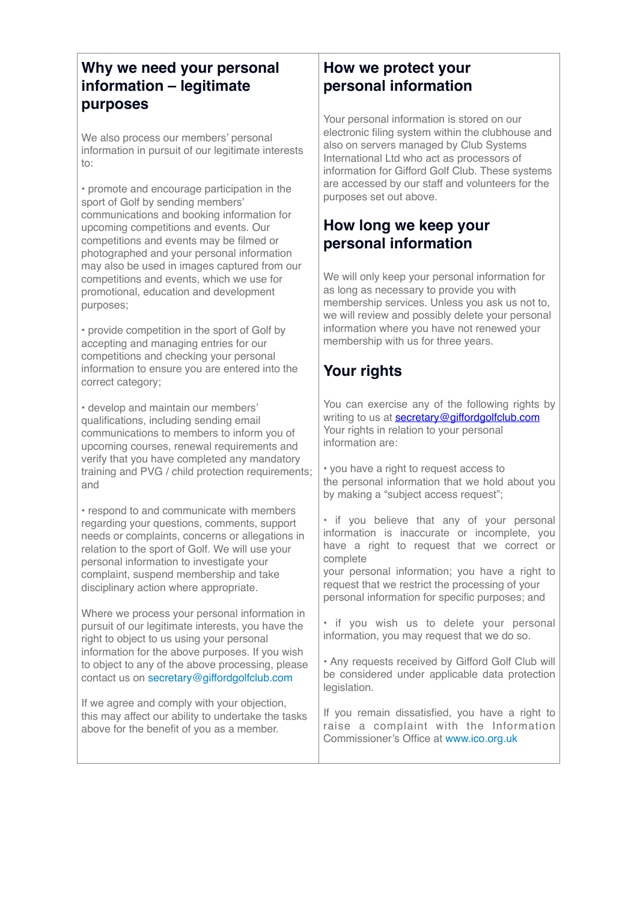## Why we need your personal information – legitimate purposes

We also process our members' personal information in pursuit of our legitimate interests to:

• promote and encourage participation in the sport of Golf by sending members' communications and booking information for upcoming competitions and events. Our competitions and events may be filmed or photographed and your personal information may also be used in images captured from our competitions and events, which we use for promotional, education and development purposes;

• provide competition in the sport of Golf by accepting and managing entries for our competitions and checking your personal information to ensure you are entered into the correct category;

• develop and maintain our members' qualifications, including sending email communications to members to inform you of upcoming courses, renewal requirements and verify that you have completed any mandatory training and PVG / child protection requirements; and

• respond to and communicate with members regarding your questions, comments, support needs or complaints, concerns or allegations in relation to the sport of Golf. We will use your personal information to investigate your complaint, suspend membership and take disciplinary action where appropriate.

Where we process your personal information in pursuit of our legitimate interests, you have the right to object to us using your personal information for the above purposes. If you wish to object to any of the above processing, please contact us on secretary@giffordgolfclub.com

If we agree and comply with your objection, this may affect our ability to undertake the tasks above for the benefit of you as a member.

## How we protect your personal information

Your personal information is stored on our electronic filing system within the clubhouse and also on servers managed by Club Systems International Ltd who act as processors of information for Gifford Golf Club. These systems are accessed by our staff and volunteers for the purposes set out above.

## How long we keep your personal information

We will only keep your personal information for as long as necessary to provide you with membership services. Unless you ask us not to, we will review and possibly delete your personal information where you have not renewed your membership with us for three years.

## Your rights

You can exercise any of the following rights by writing to us at secretary@giffordgolfclub.com
Your rights in relation to your personal information are:

• you have a right to request access to the personal information that we hold about you by making a "subject access request";

• if you believe that any of your personal information is inaccurate or incomplete, you have a right to request that we correct or complete your personal information; you have a right to request that we restrict the processing of your personal information for specific purposes; and

• if you wish us to delete your personal information, you may request that we do so.

• Any requests received by Gifford Golf Club will be considered under applicable data protection legislation.

If you remain dissatisfied, you have a right to raise a complaint with the Information Commissioner's Office at www.ico.org.uk